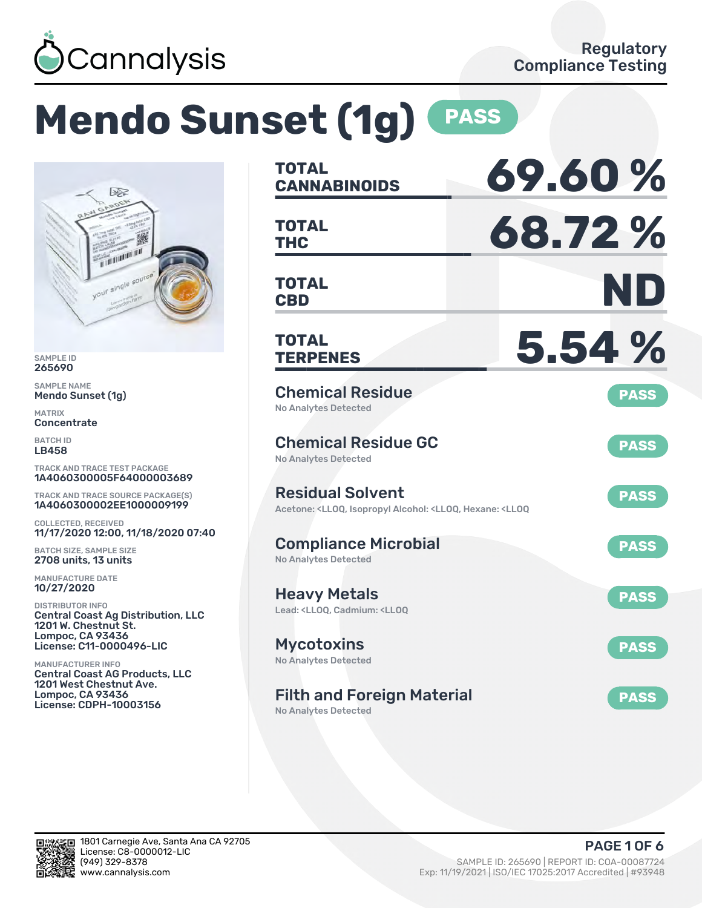Cannalysis

Regulatory Compliance Testing

# Mendo Sunset (1g) PASS

SAMPLE ID
265690

SAMPLE NAME
Mendo Sunset (1g)

MATRIX
Concentrate

BATCH ID
LB458

TRACK AND TRACE TEST PACKAGE
1A4060300005F64000003689

TRACK AND TRACE SOURCE PACKAGE(S)
1A4060300002EE1000009199

COLLECTED, RECEIVED
11/17/2020 12:00, 11/18/2020 07:40

BATCH SIZE, SAMPLE SIZE
2708 units, 13 units

MANUFACTURE DATE
10/27/2020

DISTRIBUTOR INFO
Central Coast Ag Distribution, LLC
1201 W. Chestnut St.
Lompoc, CA 93436
License: C11-0000496-LIC

MANUFACTURER INFO
Central Coast AG Products, LLC
1201 West Chestnut Ave.
Lompoc, CA 93436
License: CDPH-10003156

| | |
|---|---|
| **TOTAL CANNABINOIDS** | **69.60 %** |
| **TOTAL THC** | **68.72 %** |
| **TOTAL CBD** | **ND** |
| **TOTAL TERPENES** | **5.54 %** |

## Chemical Residue — PASS
No Analytes Detected

## Chemical Residue GC — PASS
No Analytes Detected

## Residual Solvent — PASS
Acetone: <LLOQ, Isopropyl Alcohol: <LLOQ, Hexane: <LLOQ

## Compliance Microbial — PASS
No Analytes Detected

## Heavy Metals — PASS
Lead: <LLOQ, Cadmium: <LLOQ

## Mycotoxins — PASS
No Analytes Detected

## Filth and Foreign Material — PASS
No Analytes Detected

1801 Carnegie Ave, Santa Ana CA 92705
License: C8-0000012-LIC
(949) 329-8378
www.cannalysis.com

SAMPLE ID: 265690 | REPORT ID: COA-00087724
Exp: 11/19/2021 | ISO/IEC 17025:2017 Accredited | #93948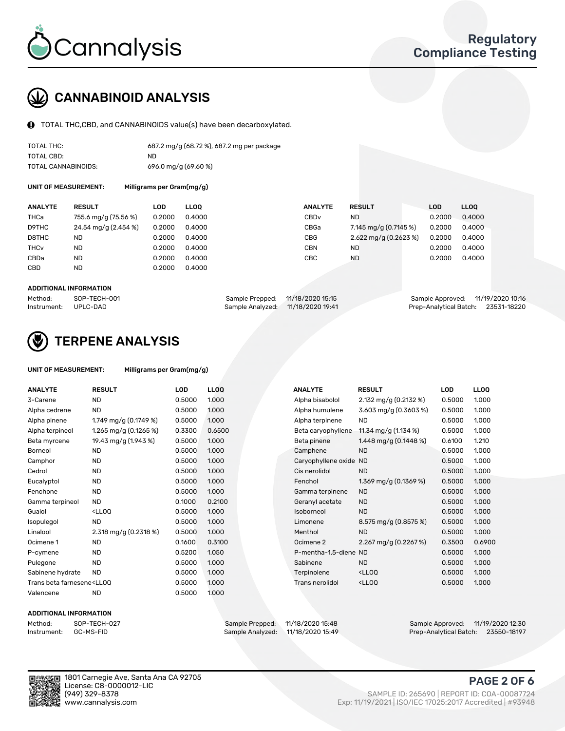# CANNABINOID ANALYSIS

TOTAL THC,CBD, and CANNABINOIDS value(s) have been decarboxylated.

| | |
|---|---|
| TOTAL THC: | 687.2 mg/g (68.72 %), 687.2 mg per package |
| TOTAL CBD: | ND |
| TOTAL CANNABINOIDS: | 696.0 mg/g (69.60 %) |

**UNIT OF MEASUREMENT:** Milligrams per Gram(mg/g)

| ANALYTE | RESULT | LOD | LLOQ |
|---|---|---|---|
| THCa | 755.6 mg/g (75.56 %) | 0.2000 | 0.4000 |
| D9THC | 24.54 mg/g (2.454 %) | 0.2000 | 0.4000 |
| D8THC | ND | 0.2000 | 0.4000 |
| THCv | ND | 0.2000 | 0.4000 |
| CBDa | ND | 0.2000 | 0.4000 |
| CBD | ND | 0.2000 | 0.4000 |
| CBDv | ND | 0.2000 | 0.4000 |
| CBGa | 7.145 mg/g (0.7145 %) | 0.2000 | 0.4000 |
| CBG | 2.622 mg/g (0.2623 %) | 0.2000 | 0.4000 |
| CBN | ND | 0.2000 | 0.4000 |
| CBC | ND | 0.2000 | 0.4000 |

**ADDITIONAL INFORMATION**

| | | | | | |
|---|---|---|---|---|---|
| Method: | SOP-TECH-001 | Sample Prepped: | 11/18/2020 15:15 | Sample Approved: | 11/19/2020 10:16 |
| Instrument: | UPLC-DAD | Sample Analyzed: | 11/18/2020 19:41 | Prep-Analytical Batch: | 23531-18220 |

# TERPENE ANALYSIS

**UNIT OF MEASUREMENT:** Milligrams per Gram(mg/g)

| ANALYTE | RESULT | LOD | LLOQ |
|---|---|---|---|
| 3-Carene | ND | 0.5000 | 1.000 |
| Alpha cedrene | ND | 0.5000 | 1.000 |
| Alpha pinene | 1.749 mg/g (0.1749 %) | 0.5000 | 1.000 |
| Alpha terpineol | 1.265 mg/g (0.1265 %) | 0.3300 | 0.6500 |
| Beta myrcene | 19.43 mg/g (1.943 %) | 0.5000 | 1.000 |
| Borneol | ND | 0.5000 | 1.000 |
| Camphor | ND | 0.5000 | 1.000 |
| Cedrol | ND | 0.5000 | 1.000 |
| Eucalyptol | ND | 0.5000 | 1.000 |
| Fenchone | ND | 0.5000 | 1.000 |
| Gamma terpineol | ND | 0.1000 | 0.2100 |
| Guaiol | <LLOQ | 0.5000 | 1.000 |
| Isopulegol | ND | 0.5000 | 1.000 |
| Linalool | 2.318 mg/g (0.2318 %) | 0.5000 | 1.000 |
| Ocimene 1 | ND | 0.1600 | 0.3100 |
| P-cymene | ND | 0.5200 | 1.050 |
| Pulegone | ND | 0.5000 | 1.000 |
| Sabinene hydrate | ND | 0.5000 | 1.000 |
| Trans beta farnesene | <LLOQ | 0.5000 | 1.000 |
| Valencene | ND | 0.5000 | 1.000 |
| Alpha bisabolol | 2.132 mg/g (0.2132 %) | 0.5000 | 1.000 |
| Alpha humulene | 3.603 mg/g (0.3603 %) | 0.5000 | 1.000 |
| Alpha terpinene | ND | 0.5000 | 1.000 |
| Beta caryophyllene | 11.34 mg/g (1.134 %) | 0.5000 | 1.000 |
| Beta pinene | 1.448 mg/g (0.1448 %) | 0.6100 | 1.210 |
| Camphene | ND | 0.5000 | 1.000 |
| Caryophyllene oxide | ND | 0.5000 | 1.000 |
| Cis nerolidol | ND | 0.5000 | 1.000 |
| Fenchol | 1.369 mg/g (0.1369 %) | 0.5000 | 1.000 |
| Gamma terpinene | ND | 0.5000 | 1.000 |
| Geranyl acetate | ND | 0.5000 | 1.000 |
| Isoborneol | ND | 0.5000 | 1.000 |
| Limonene | 8.575 mg/g (0.8575 %) | 0.5000 | 1.000 |
| Menthol | ND | 0.5000 | 1.000 |
| Ocimene 2 | 2.267 mg/g (0.2267 %) | 0.3500 | 0.6900 |
| P-mentha-1,5-diene | ND | 0.5000 | 1.000 |
| Sabinene | ND | 0.5000 | 1.000 |
| Terpinolene | <LLOQ | 0.5000 | 1.000 |
| Trans nerolidol | <LLOQ | 0.5000 | 1.000 |

**ADDITIONAL INFORMATION**

| | | | | | |
|---|---|---|---|---|---|
| Method: | SOP-TECH-027 | Sample Prepped: | 11/18/2020 15:48 | Sample Approved: | 11/19/2020 12:30 |
| Instrument: | GC-MS-FID | Sample Analyzed: | 11/18/2020 15:49 | Prep-Analytical Batch: | 23550-18197 |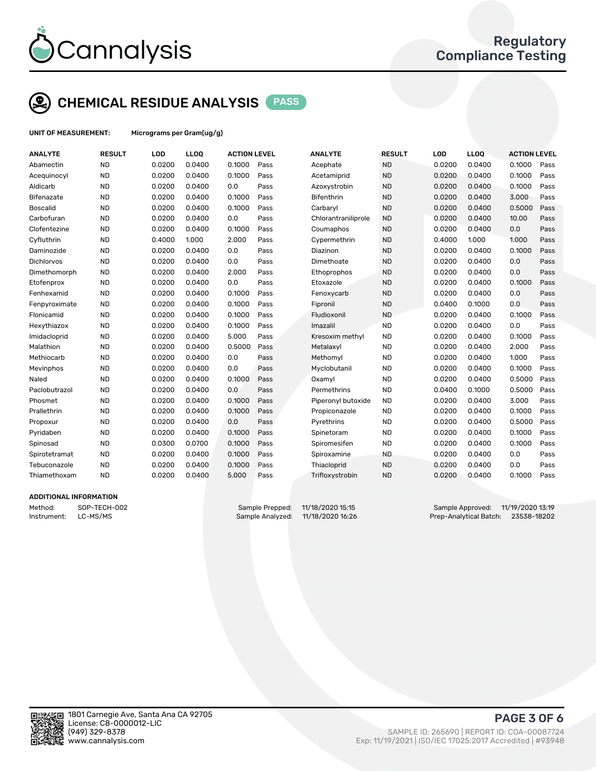# CHEMICAL RESIDUE ANALYSIS PASS

**UNIT OF MEASUREMENT:** Micrograms per Gram(ug/g)

| ANALYTE | RESULT | LOD | LLOQ | ACTION LEVEL | | ANALYTE | RESULT | LOD | LLOQ | ACTION LEVEL | |
|---|---|---|---|---|---|---|---|---|---|---|---|
| Abamectin | ND | 0.0200 | 0.0400 | 0.1000 | Pass | Acephate | ND | 0.0200 | 0.0400 | 0.1000 | Pass |
| Acequinocyl | ND | 0.0200 | 0.0400 | 0.1000 | Pass | Acetamiprid | ND | 0.0200 | 0.0400 | 0.1000 | Pass |
| Aldicarb | ND | 0.0200 | 0.0400 | 0.0 | Pass | Azoxystrobin | ND | 0.0200 | 0.0400 | 0.1000 | Pass |
| Bifenazate | ND | 0.0200 | 0.0400 | 0.1000 | Pass | Bifenthrin | ND | 0.0200 | 0.0400 | 3.000 | Pass |
| Boscalid | ND | 0.0200 | 0.0400 | 0.1000 | Pass | Carbaryl | ND | 0.0200 | 0.0400 | 0.5000 | Pass |
| Carbofuran | ND | 0.0200 | 0.0400 | 0.0 | Pass | Chlorantraniliprole | ND | 0.0200 | 0.0400 | 10.00 | Pass |
| Clofentezine | ND | 0.0200 | 0.0400 | 0.1000 | Pass | Coumaphos | ND | 0.0200 | 0.0400 | 0.0 | Pass |
| Cyfluthrin | ND | 0.4000 | 1.000 | 2.000 | Pass | Cypermethrin | ND | 0.4000 | 1.000 | 1.000 | Pass |
| Daminozide | ND | 0.0200 | 0.0400 | 0.0 | Pass | Diazinon | ND | 0.0200 | 0.0400 | 0.1000 | Pass |
| Dichlorvos | ND | 0.0200 | 0.0400 | 0.0 | Pass | Dimethoate | ND | 0.0200 | 0.0400 | 0.0 | Pass |
| Dimethomorph | ND | 0.0200 | 0.0400 | 2.000 | Pass | Ethoprophos | ND | 0.0200 | 0.0400 | 0.0 | Pass |
| Etofenprox | ND | 0.0200 | 0.0400 | 0.0 | Pass | Etoxazole | ND | 0.0200 | 0.0400 | 0.1000 | Pass |
| Fenhexamid | ND | 0.0200 | 0.0400 | 0.1000 | Pass | Fenoxycarb | ND | 0.0200 | 0.0400 | 0.0 | Pass |
| Fenpyroximate | ND | 0.0200 | 0.0400 | 0.1000 | Pass | Fipronil | ND | 0.0400 | 0.1000 | 0.0 | Pass |
| Flonicamid | ND | 0.0200 | 0.0400 | 0.1000 | Pass | Fludioxonil | ND | 0.0200 | 0.0400 | 0.1000 | Pass |
| Hexythiazox | ND | 0.0200 | 0.0400 | 0.1000 | Pass | Imazalil | ND | 0.0200 | 0.0400 | 0.0 | Pass |
| Imidacloprid | ND | 0.0200 | 0.0400 | 5.000 | Pass | Kresoxim methyl | ND | 0.0200 | 0.0400 | 0.1000 | Pass |
| Malathion | ND | 0.0200 | 0.0400 | 0.5000 | Pass | Metalaxyl | ND | 0.0200 | 0.0400 | 2.000 | Pass |
| Methiocarb | ND | 0.0200 | 0.0400 | 0.0 | Pass | Methomyl | ND | 0.0200 | 0.0400 | 1.000 | Pass |
| Mevinphos | ND | 0.0200 | 0.0400 | 0.0 | Pass | Myclobutanil | ND | 0.0200 | 0.0400 | 0.1000 | Pass |
| Naled | ND | 0.0200 | 0.0400 | 0.1000 | Pass | Oxamyl | ND | 0.0200 | 0.0400 | 0.5000 | Pass |
| Paclobutrazol | ND | 0.0200 | 0.0400 | 0.0 | Pass | Permethrins | ND | 0.0400 | 0.1000 | 0.5000 | Pass |
| Phosmet | ND | 0.0200 | 0.0400 | 0.1000 | Pass | Piperonyl butoxide | ND | 0.0200 | 0.0400 | 3.000 | Pass |
| Prallethrin | ND | 0.0200 | 0.0400 | 0.1000 | Pass | Propiconazole | ND | 0.0200 | 0.0400 | 0.1000 | Pass |
| Propoxur | ND | 0.0200 | 0.0400 | 0.0 | Pass | Pyrethrins | ND | 0.0200 | 0.0400 | 0.5000 | Pass |
| Pyridaben | ND | 0.0200 | 0.0400 | 0.1000 | Pass | Spinetoram | ND | 0.0200 | 0.0400 | 0.1000 | Pass |
| Spinosad | ND | 0.0300 | 0.0700 | 0.1000 | Pass | Spiromesifen | ND | 0.0200 | 0.0400 | 0.1000 | Pass |
| Spirotetramat | ND | 0.0200 | 0.0400 | 0.1000 | Pass | Spiroxamine | ND | 0.0200 | 0.0400 | 0.0 | Pass |
| Tebuconazole | ND | 0.0200 | 0.0400 | 0.1000 | Pass | Thiacloprid | ND | 0.0200 | 0.0400 | 0.0 | Pass |
| Thiamethoxam | ND | 0.0200 | 0.0400 | 5.000 | Pass | Trifloxystrobin | ND | 0.0200 | 0.0400 | 0.1000 | Pass |

## ADDITIONAL INFORMATION

Method: SOP-TECH-002
Instrument: LC-MS/MS

Sample Prepped: 11/18/2020 15:15
Sample Analyzed: 11/18/2020 16:26

Sample Approved: 11/19/2020 13:19
Prep-Analytical Batch: 23538-18202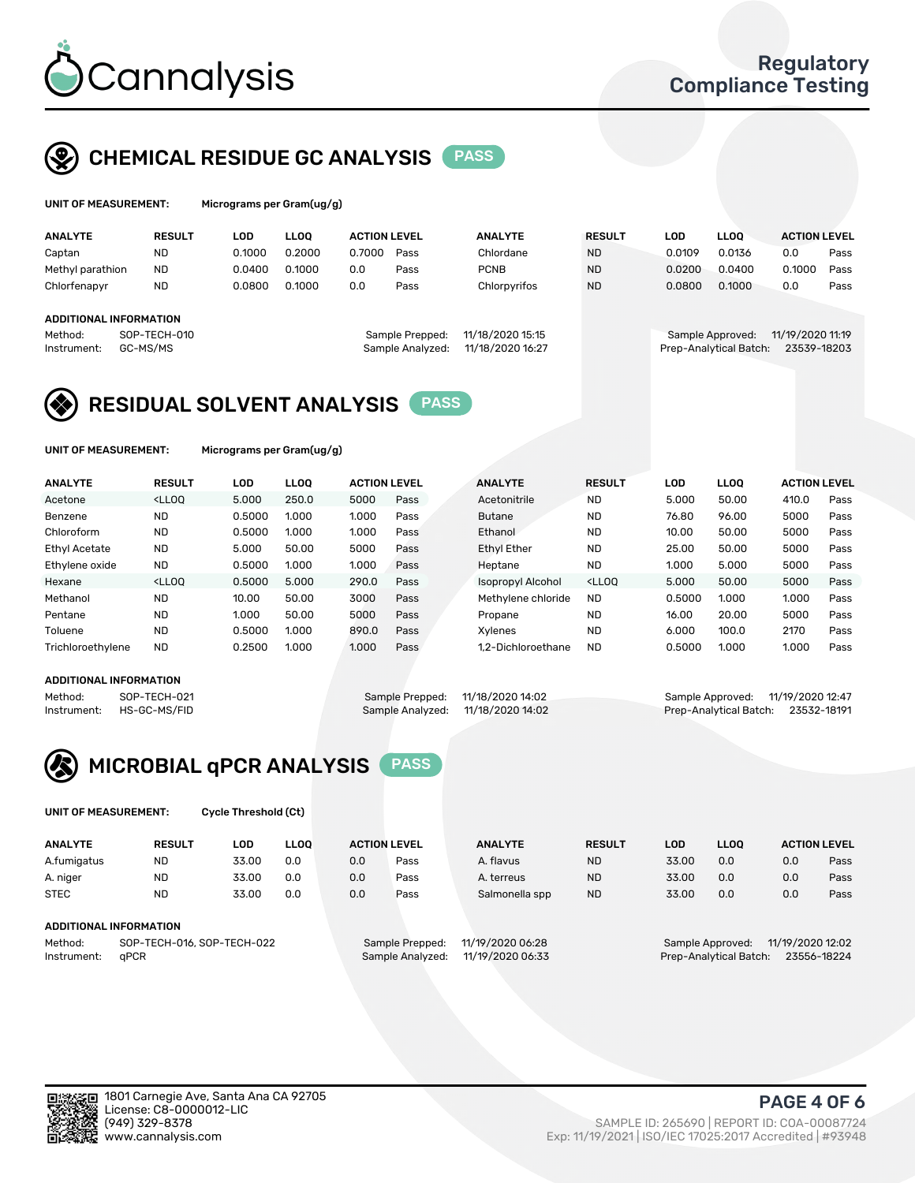# Cannalysis

**Regulatory Compliance Testing**

## CHEMICAL RESIDUE GC ANALYSIS PASS

**UNIT OF MEASUREMENT:** Micrograms per Gram(ug/g)

| ANALYTE | RESULT | LOD | LLOQ | ACTION LEVEL | | ANALYTE | RESULT | LOD | LLOQ | ACTION LEVEL | |
|---|---|---|---|---|---|---|---|---|---|---|---|
| Captan | ND | 0.1000 | 0.2000 | 0.7000 | Pass | Chlordane | ND | 0.0109 | 0.0136 | 0.0 | Pass |
| Methyl parathion | ND | 0.0400 | 0.1000 | 0.0 | Pass | PCNB | ND | 0.0200 | 0.0400 | 0.1000 | Pass |
| Chlorfenapyr | ND | 0.0800 | 0.1000 | 0.0 | Pass | Chlorpyrifos | ND | 0.0800 | 0.1000 | 0.0 | Pass |

**ADDITIONAL INFORMATION**

Method: SOP-TECH-010
Instrument: GC-MS/MS
Sample Prepped: 11/18/2020 15:15
Sample Analyzed: 11/18/2020 16:27
Sample Approved: 11/19/2020 11:19
Prep-Analytical Batch: 23539-18203

## RESIDUAL SOLVENT ANALYSIS PASS

**UNIT OF MEASUREMENT:** Micrograms per Gram(ug/g)

| ANALYTE | RESULT | LOD | LLOQ | ACTION LEVEL | | ANALYTE | RESULT | LOD | LLOQ | ACTION LEVEL | |
|---|---|---|---|---|---|---|---|---|---|---|---|
| Acetone | <LLOQ | 5.000 | 250.0 | 5000 | Pass | Acetonitrile | ND | 5.000 | 50.00 | 410.0 | Pass |
| Benzene | ND | 0.5000 | 1.000 | 1.000 | Pass | Butane | ND | 76.80 | 96.00 | 5000 | Pass |
| Chloroform | ND | 0.5000 | 1.000 | 1.000 | Pass | Ethanol | ND | 10.00 | 50.00 | 5000 | Pass |
| Ethyl Acetate | ND | 5.000 | 50.00 | 5000 | Pass | Ethyl Ether | ND | 25.00 | 50.00 | 5000 | Pass |
| Ethylene oxide | ND | 0.5000 | 1.000 | 1.000 | Pass | Heptane | ND | 1.000 | 5.000 | 5000 | Pass |
| Hexane | <LLOQ | 0.5000 | 5.000 | 290.0 | Pass | Isopropyl Alcohol | <LLOQ | 5.000 | 50.00 | 5000 | Pass |
| Methanol | ND | 10.00 | 50.00 | 3000 | Pass | Methylene chloride | ND | 0.5000 | 1.000 | 1.000 | Pass |
| Pentane | ND | 1.000 | 50.00 | 5000 | Pass | Propane | ND | 16.00 | 20.00 | 5000 | Pass |
| Toluene | ND | 0.5000 | 1.000 | 890.0 | Pass | Xylenes | ND | 6.000 | 100.0 | 2170 | Pass |
| Trichloroethylene | ND | 0.2500 | 1.000 | 1.000 | Pass | 1,2-Dichloroethane | ND | 0.5000 | 1.000 | 1.000 | Pass |

**ADDITIONAL INFORMATION**

Method: SOP-TECH-021
Instrument: HS-GC-MS/FID
Sample Prepped: 11/18/2020 14:02
Sample Analyzed: 11/18/2020 14:02
Sample Approved: 11/19/2020 12:47
Prep-Analytical Batch: 23532-18191

## MICROBIAL qPCR ANALYSIS PASS

**UNIT OF MEASUREMENT:** Cycle Threshold (Ct)

| ANALYTE | RESULT | LOD | LLOQ | ACTION LEVEL | | ANALYTE | RESULT | LOD | LLOQ | ACTION LEVEL | |
|---|---|---|---|---|---|---|---|---|---|---|---|
| A.fumigatus | ND | 33.00 | 0.0 | 0.0 | Pass | A. flavus | ND | 33.00 | 0.0 | 0.0 | Pass |
| A. niger | ND | 33.00 | 0.0 | 0.0 | Pass | A. terreus | ND | 33.00 | 0.0 | 0.0 | Pass |
| STEC | ND | 33.00 | 0.0 | 0.0 | Pass | Salmonella spp | ND | 33.00 | 0.0 | 0.0 | Pass |

**ADDITIONAL INFORMATION**

Method: SOP-TECH-016, SOP-TECH-022
Instrument: qPCR
Sample Prepped: 11/19/2020 06:28
Sample Analyzed: 11/19/2020 06:33
Sample Approved: 11/19/2020 12:02
Prep-Analytical Batch: 23556-18224

1801 Carnegie Ave, Santa Ana CA 92705
License: C8-0000012-LIC
(949) 329-8378
www.cannalysis.com

SAMPLE ID: 265690 | REPORT ID: COA-00087724
Exp: 11/19/2021 | ISO/IEC 17025:2017 Accredited | #93948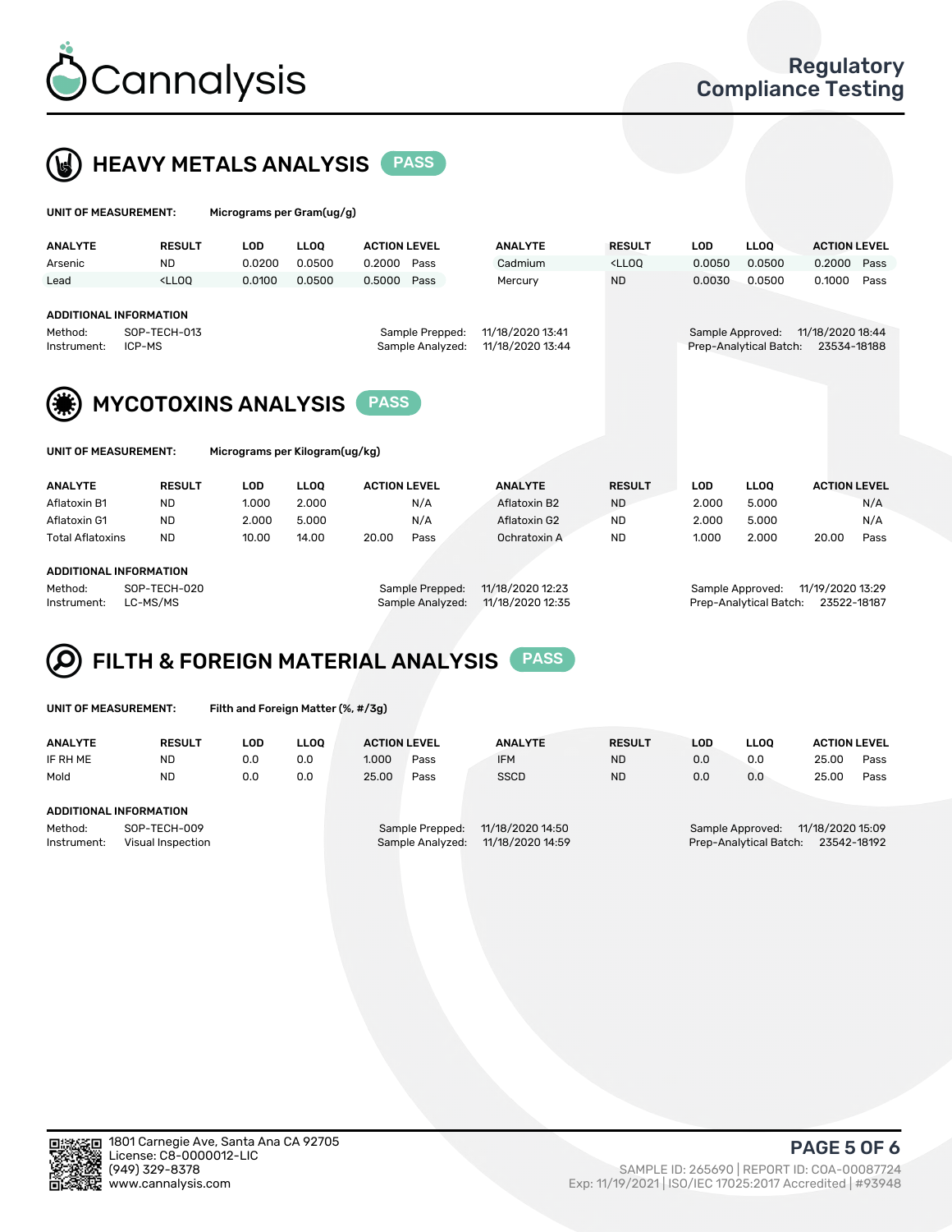# Cannalysis

## Regulatory Compliance Testing

## HEAVY METALS ANALYSIS PASS

**UNIT OF MEASUREMENT:** Micrograms per Gram(ug/g)

| ANALYTE | RESULT | LOD | LLOQ | ACTION LEVEL | | ANALYTE | RESULT | LOD | LLOQ | ACTION LEVEL | |
|---|---|---|---|---|---|---|---|---|---|---|---|
| Arsenic | ND | 0.0200 | 0.0500 | 0.2000 | Pass | Cadmium | <LLOQ | 0.0050 | 0.0500 | 0.2000 | Pass |
| Lead | <LLOQ | 0.0100 | 0.0500 | 0.5000 | Pass | Mercury | ND | 0.0030 | 0.0500 | 0.1000 | Pass |

**ADDITIONAL INFORMATION**

Method: SOP-TECH-013
Instrument: ICP-MS
Sample Prepped: 11/18/2020 13:41
Sample Analyzed: 11/18/2020 13:44
Sample Approved: 11/18/2020 18:44
Prep-Analytical Batch: 23534-18188

## MYCOTOXINS ANALYSIS PASS

**UNIT OF MEASUREMENT:** Micrograms per Kilogram(ug/kg)

| ANALYTE | RESULT | LOD | LLOQ | ACTION LEVEL | | ANALYTE | RESULT | LOD | LLOQ | ACTION LEVEL | |
|---|---|---|---|---|---|---|---|---|---|---|---|
| Aflatoxin B1 | ND | 1.000 | 2.000 | | N/A | Aflatoxin B2 | ND | 2.000 | 5.000 | | N/A |
| Aflatoxin G1 | ND | 2.000 | 5.000 | | N/A | Aflatoxin G2 | ND | 2.000 | 5.000 | | N/A |
| Total Aflatoxins | ND | 10.00 | 14.00 | 20.00 | Pass | Ochratoxin A | ND | 1.000 | 2.000 | 20.00 | Pass |

**ADDITIONAL INFORMATION**

Method: SOP-TECH-020
Instrument: LC-MS/MS
Sample Prepped: 11/18/2020 12:23
Sample Analyzed: 11/18/2020 12:35
Sample Approved: 11/19/2020 13:29
Prep-Analytical Batch: 23522-18187

## FILTH & FOREIGN MATERIAL ANALYSIS PASS

**UNIT OF MEASUREMENT:** Filth and Foreign Matter (%, #/3g)

| ANALYTE | RESULT | LOD | LLOQ | ACTION LEVEL | | ANALYTE | RESULT | LOD | LLOQ | ACTION LEVEL | |
|---|---|---|---|---|---|---|---|---|---|---|---|
| IF RH ME | ND | 0.0 | 0.0 | 1.000 | Pass | IFM | ND | 0.0 | 0.0 | 25.00 | Pass |
| Mold | ND | 0.0 | 0.0 | 25.00 | Pass | SSCD | ND | 0.0 | 0.0 | 25.00 | Pass |

**ADDITIONAL INFORMATION**

Method: SOP-TECH-009
Instrument: Visual Inspection
Sample Prepped: 11/18/2020 14:50
Sample Analyzed: 11/18/2020 14:59
Sample Approved: 11/18/2020 15:09
Prep-Analytical Batch: 23542-18192

1801 Carnegie Ave, Santa Ana CA 92705
License: C8-0000012-LIC
(949) 329-8378
www.cannalysis.com

SAMPLE ID: 265690 | REPORT ID: COA-00087724
Exp: 11/19/2021 | ISO/IEC 17025:2017 Accredited | #93948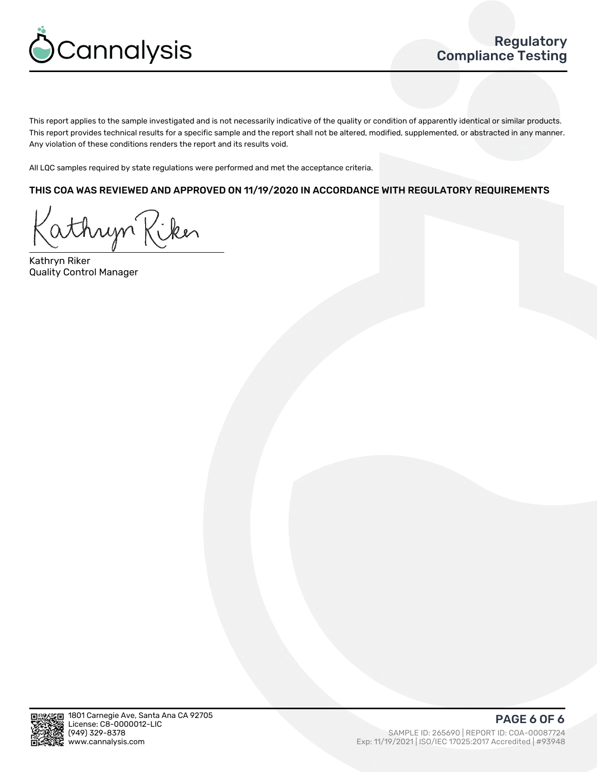This report applies to the sample investigated and is not necessarily indicative of the quality or condition of apparently identical or similar products. This report provides technical results for a specific sample and the report shall not be altered, modified, supplemented, or abstracted in any manner. Any violation of these conditions renders the report and its results void.

All LQC samples required by state regulations were performed and met the acceptance criteria.

**THIS COA WAS REVIEWED AND APPROVED ON 11/19/2020 IN ACCORDANCE WITH REGULATORY REQUIREMENTS**

Kathryn Riker
Quality Control Manager

1801 Carnegie Ave, Santa Ana CA 92705
License: C8-0000012-LIC
(949) 329-8378
www.cannalysis.com

SAMPLE ID: 265690 | REPORT ID: COA-00087724
Exp: 11/19/2021 | ISO/IEC 17025:2017 Accredited | #93948